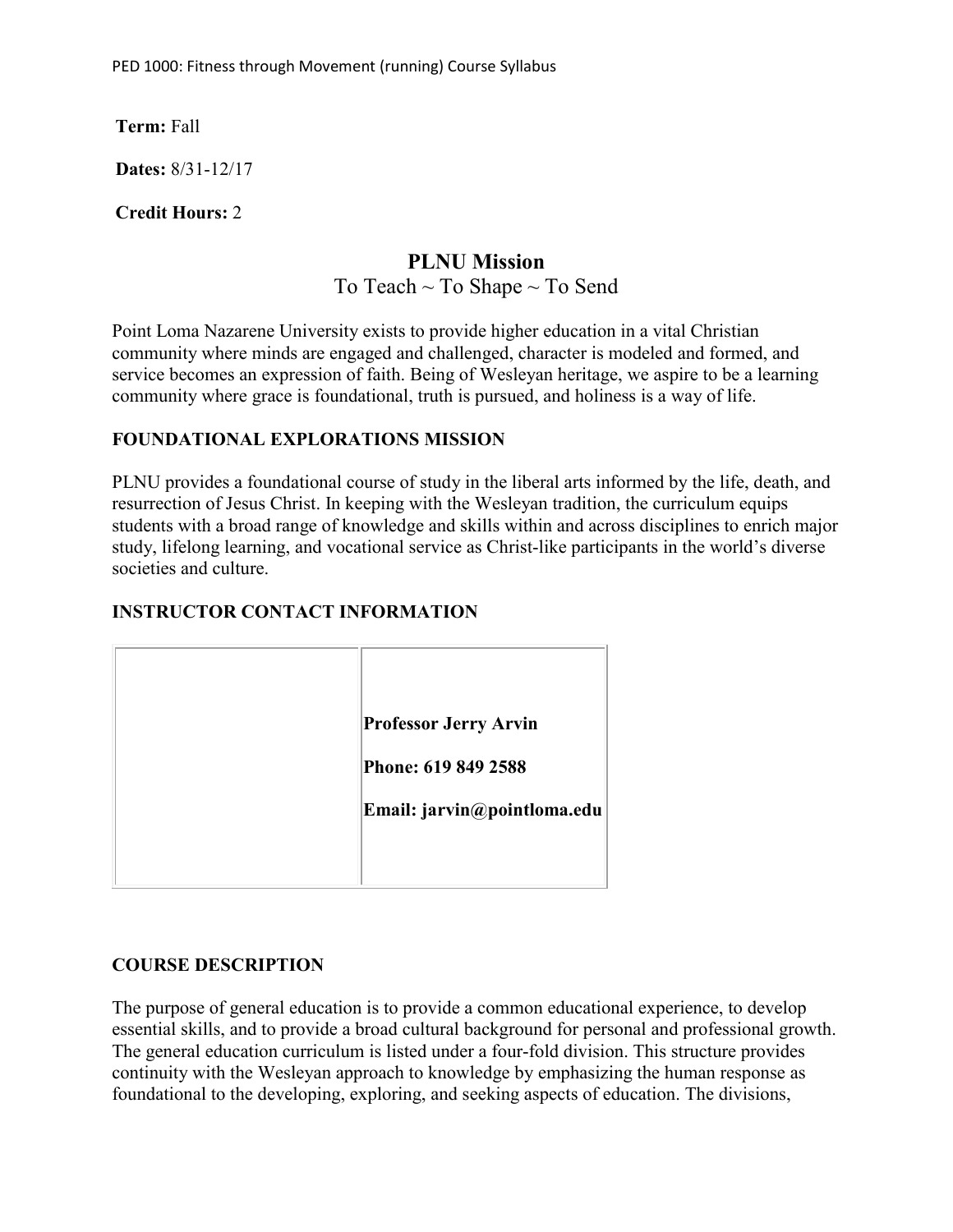PED 1000: Fitness through Movement (running) Course Syllabus

**Term:** Fall

**Dates:** 8/31-12/17

**Credit Hours:** 2

## PLNU Mission

To Teach ~ To Shape ~ To Send

Point Loma Nazarene University exists to provide higher education in a vital Christian community where minds are engaged and challenged, character is modeled and formed, and service becomes an expression of faith. Being of Wesleyan heritage, we aspire to be a learning community where grace is foundational, truth is pursued, and holiness is a way of life.

### FOUNDATIONAL EXPLORATIONS MISSION

PLNU provides a foundational course of study in the liberal arts informed by the life, death, and resurrection of Jesus Christ. In keeping with the Wesleyan tradition, the curriculum equips students with a broad range of knowledge and skills within and across disciplines to enrich major study, lifelong learning, and vocational service as Christ-like participants in the world's diverse societies and culture.

### INSTRUCTOR CONTACT INFORMATION

| | |
|---|---|
| | **Professor Jerry Arvin**<br>**Phone: 619 849 2588**<br>**Email: jarvin@pointloma.edu** |

### COURSE DESCRIPTION

The purpose of general education is to provide a common educational experience, to develop essential skills, and to provide a broad cultural background for personal and professional growth. The general education curriculum is listed under a four-fold division. This structure provides continuity with the Wesleyan approach to knowledge by emphasizing the human response as foundational to the developing, exploring, and seeking aspects of education. The divisions,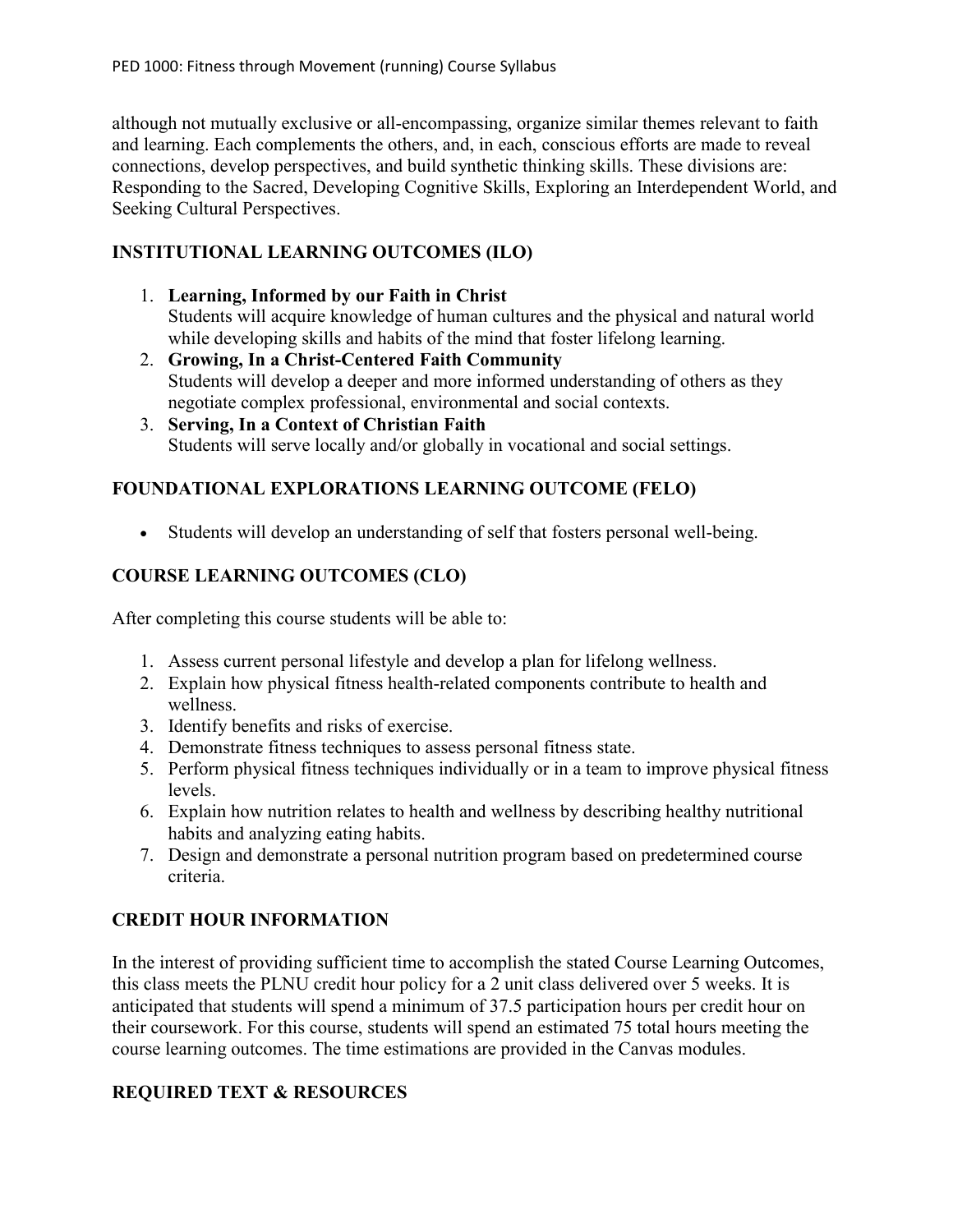although not mutually exclusive or all-encompassing, organize similar themes relevant to faith and learning. Each complements the others, and, in each, conscious efforts are made to reveal connections, develop perspectives, and build synthetic thinking skills. These divisions are: Responding to the Sacred, Developing Cognitive Skills, Exploring an Interdependent World, and Seeking Cultural Perspectives.

## INSTITUTIONAL LEARNING OUTCOMES (ILO)

1. **Learning, Informed by our Faith in Christ**
   Students will acquire knowledge of human cultures and the physical and natural world while developing skills and habits of the mind that foster lifelong learning.
2. **Growing, In a Christ-Centered Faith Community**
   Students will develop a deeper and more informed understanding of others as they negotiate complex professional, environmental and social contexts.
3. **Serving, In a Context of Christian Faith**
   Students will serve locally and/or globally in vocational and social settings.

## FOUNDATIONAL EXPLORATIONS LEARNING OUTCOME (FELO)

- Students will develop an understanding of self that fosters personal well-being.

## COURSE LEARNING OUTCOMES (CLO)

After completing this course students will be able to:

1. Assess current personal lifestyle and develop a plan for lifelong wellness.
2. Explain how physical fitness health-related components contribute to health and wellness.
3. Identify benefits and risks of exercise.
4. Demonstrate fitness techniques to assess personal fitness state.
5. Perform physical fitness techniques individually or in a team to improve physical fitness levels.
6. Explain how nutrition relates to health and wellness by describing healthy nutritional habits and analyzing eating habits.
7. Design and demonstrate a personal nutrition program based on predetermined course criteria.

## CREDIT HOUR INFORMATION

In the interest of providing sufficient time to accomplish the stated Course Learning Outcomes, this class meets the PLNU credit hour policy for a 2 unit class delivered over 5 weeks. It is anticipated that students will spend a minimum of 37.5 participation hours per credit hour on their coursework. For this course, students will spend an estimated 75 total hours meeting the course learning outcomes. The time estimations are provided in the Canvas modules.

## REQUIRED TEXT & RESOURCES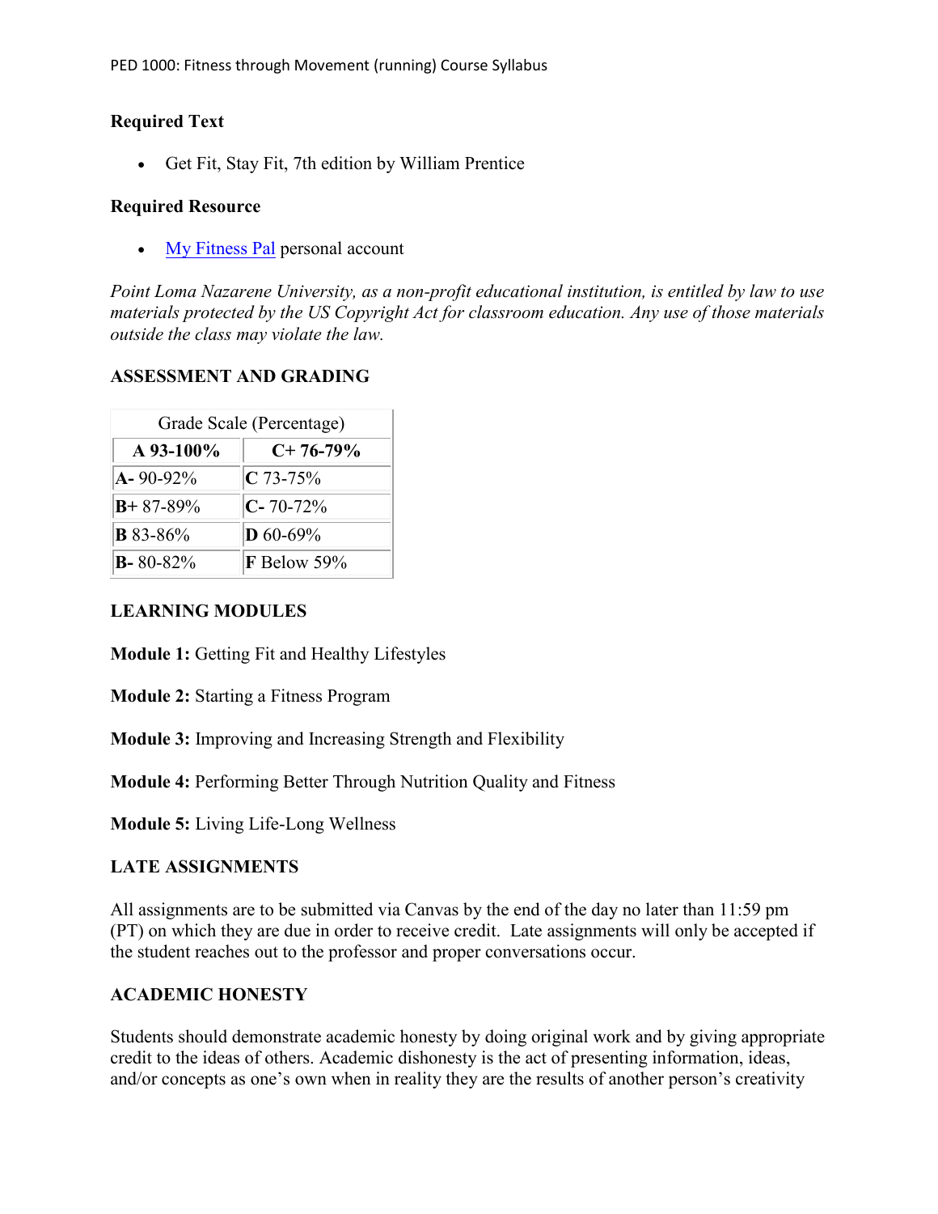**Required Text**

- Get Fit, Stay Fit, 7th edition by William Prentice

**Required Resource**

- [My Fitness Pal](My Fitness Pal) personal account

*Point Loma Nazarene University, as a non-profit educational institution, is entitled by law to use materials protected by the US Copyright Act for classroom education. Any use of those materials outside the class may violate the law.*

**ASSESSMENT AND GRADING**

| Grade Scale (Percentage) | |
|---|---|
| **A 93-100%** | **C+ 76-79%** |
| **A-** 90-92% | **C** 73-75% |
| **B+** 87-89% | **C-** 70-72% |
| **B** 83-86% | **D** 60-69% |
| **B-** 80-82% | **F** Below 59% |

**LEARNING MODULES**

**Module 1:** Getting Fit and Healthy Lifestyles

**Module 2:** Starting a Fitness Program

**Module 3:** Improving and Increasing Strength and Flexibility

**Module 4:** Performing Better Through Nutrition Quality and Fitness

**Module 5:** Living Life-Long Wellness

**LATE ASSIGNMENTS**

All assignments are to be submitted via Canvas by the end of the day no later than 11:59 pm (PT) on which they are due in order to receive credit. Late assignments will only be accepted if the student reaches out to the professor and proper conversations occur.

**ACADEMIC HONESTY**

Students should demonstrate academic honesty by doing original work and by giving appropriate credit to the ideas of others. Academic dishonesty is the act of presenting information, ideas, and/or concepts as one's own when in reality they are the results of another person's creativity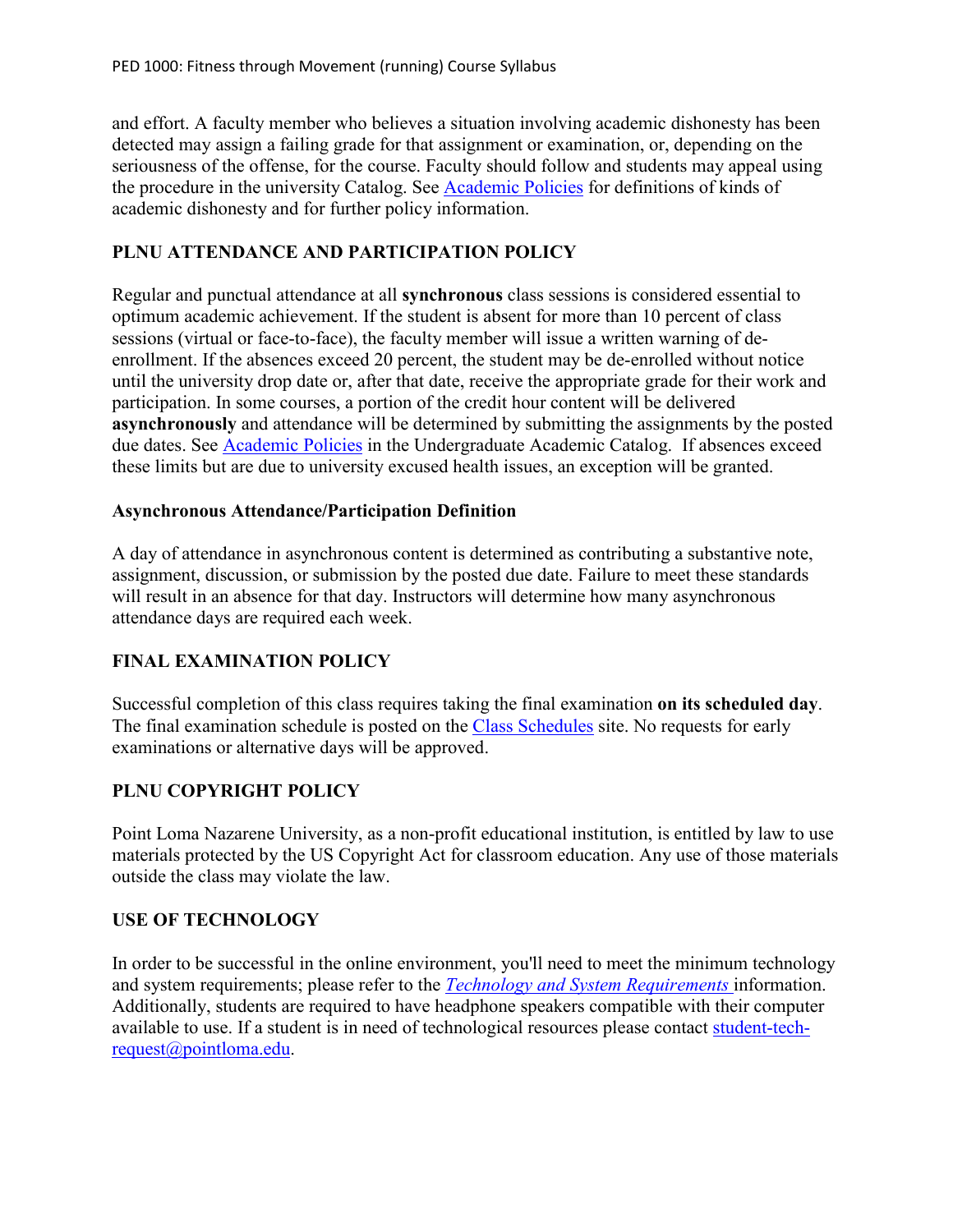and effort. A faculty member who believes a situation involving academic dishonesty has been detected may assign a failing grade for that assignment or examination, or, depending on the seriousness of the offense, for the course. Faculty should follow and students may appeal using the procedure in the university Catalog. See [Academic Policies] for definitions of kinds of academic dishonesty and for further policy information.

## PLNU ATTENDANCE AND PARTICIPATION POLICY

Regular and punctual attendance at all **synchronous** class sessions is considered essential to optimum academic achievement. If the student is absent for more than 10 percent of class sessions (virtual or face-to-face), the faculty member will issue a written warning of de-enrollment. If the absences exceed 20 percent, the student may be de-enrolled without notice until the university drop date or, after that date, receive the appropriate grade for their work and participation. In some courses, a portion of the credit hour content will be delivered **asynchronously** and attendance will be determined by submitting the assignments by the posted due dates. See Academic Policies in the Undergraduate Academic Catalog. If absences exceed these limits but are due to university excused health issues, an exception will be granted.

### Asynchronous Attendance/Participation Definition

A day of attendance in asynchronous content is determined as contributing a substantive note, assignment, discussion, or submission by the posted due date. Failure to meet these standards will result in an absence for that day. Instructors will determine how many asynchronous attendance days are required each week.

## FINAL EXAMINATION POLICY

Successful completion of this class requires taking the final examination **on its scheduled day**. The final examination schedule is posted on the Class Schedules site. No requests for early examinations or alternative days will be approved.

## PLNU COPYRIGHT POLICY

Point Loma Nazarene University, as a non-profit educational institution, is entitled by law to use materials protected by the US Copyright Act for classroom education. Any use of those materials outside the class may violate the law.

## USE OF TECHNOLOGY

In order to be successful in the online environment, you'll need to meet the minimum technology and system requirements; please refer to the *Technology and System Requirements* information. Additionally, students are required to have headphone speakers compatible with their computer available to use. If a student is in need of technological resources please contact student-tech-request@pointloma.edu.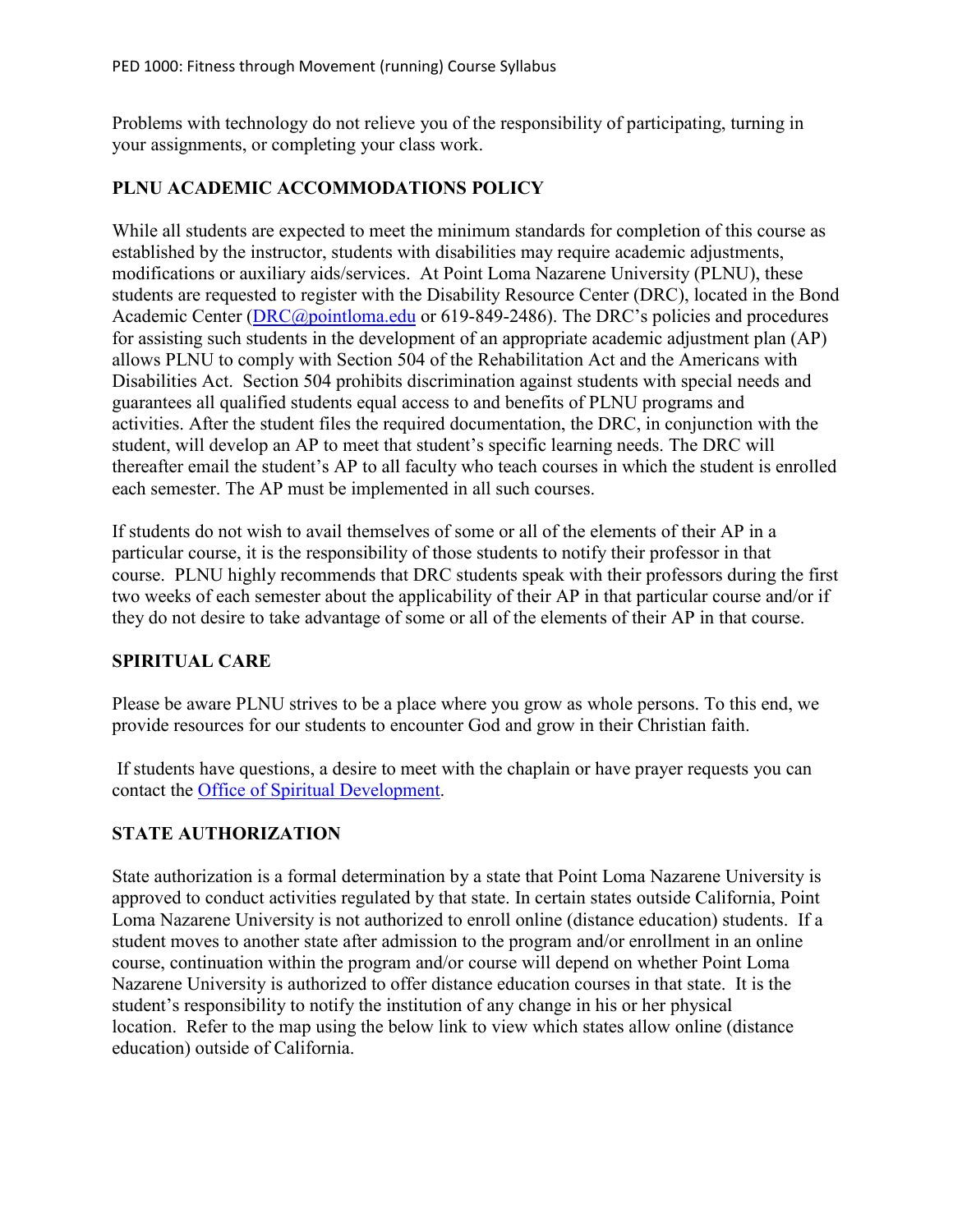Problems with technology do not relieve you of the responsibility of participating, turning in your assignments, or completing your class work.

## PLNU ACADEMIC ACCOMMODATIONS POLICY

While all students are expected to meet the minimum standards for completion of this course as established by the instructor, students with disabilities may require academic adjustments, modifications or auxiliary aids/services. At Point Loma Nazarene University (PLNU), these students are requested to register with the Disability Resource Center (DRC), located in the Bond Academic Center (DRC@pointloma.edu or 619-849-2486). The DRC's policies and procedures for assisting such students in the development of an appropriate academic adjustment plan (AP) allows PLNU to comply with Section 504 of the Rehabilitation Act and the Americans with Disabilities Act. Section 504 prohibits discrimination against students with special needs and guarantees all qualified students equal access to and benefits of PLNU programs and activities. After the student files the required documentation, the DRC, in conjunction with the student, will develop an AP to meet that student's specific learning needs. The DRC will thereafter email the student's AP to all faculty who teach courses in which the student is enrolled each semester. The AP must be implemented in all such courses.

If students do not wish to avail themselves of some or all of the elements of their AP in a particular course, it is the responsibility of those students to notify their professor in that course. PLNU highly recommends that DRC students speak with their professors during the first two weeks of each semester about the applicability of their AP in that particular course and/or if they do not desire to take advantage of some or all of the elements of their AP in that course.

## SPIRITUAL CARE

Please be aware PLNU strives to be a place where you grow as whole persons. To this end, we provide resources for our students to encounter God and grow in their Christian faith.

If students have questions, a desire to meet with the chaplain or have prayer requests you can contact the Office of Spiritual Development.

## STATE AUTHORIZATION

State authorization is a formal determination by a state that Point Loma Nazarene University is approved to conduct activities regulated by that state. In certain states outside California, Point Loma Nazarene University is not authorized to enroll online (distance education) students. If a student moves to another state after admission to the program and/or enrollment in an online course, continuation within the program and/or course will depend on whether Point Loma Nazarene University is authorized to offer distance education courses in that state. It is the student's responsibility to notify the institution of any change in his or her physical location. Refer to the map using the below link to view which states allow online (distance education) outside of California.